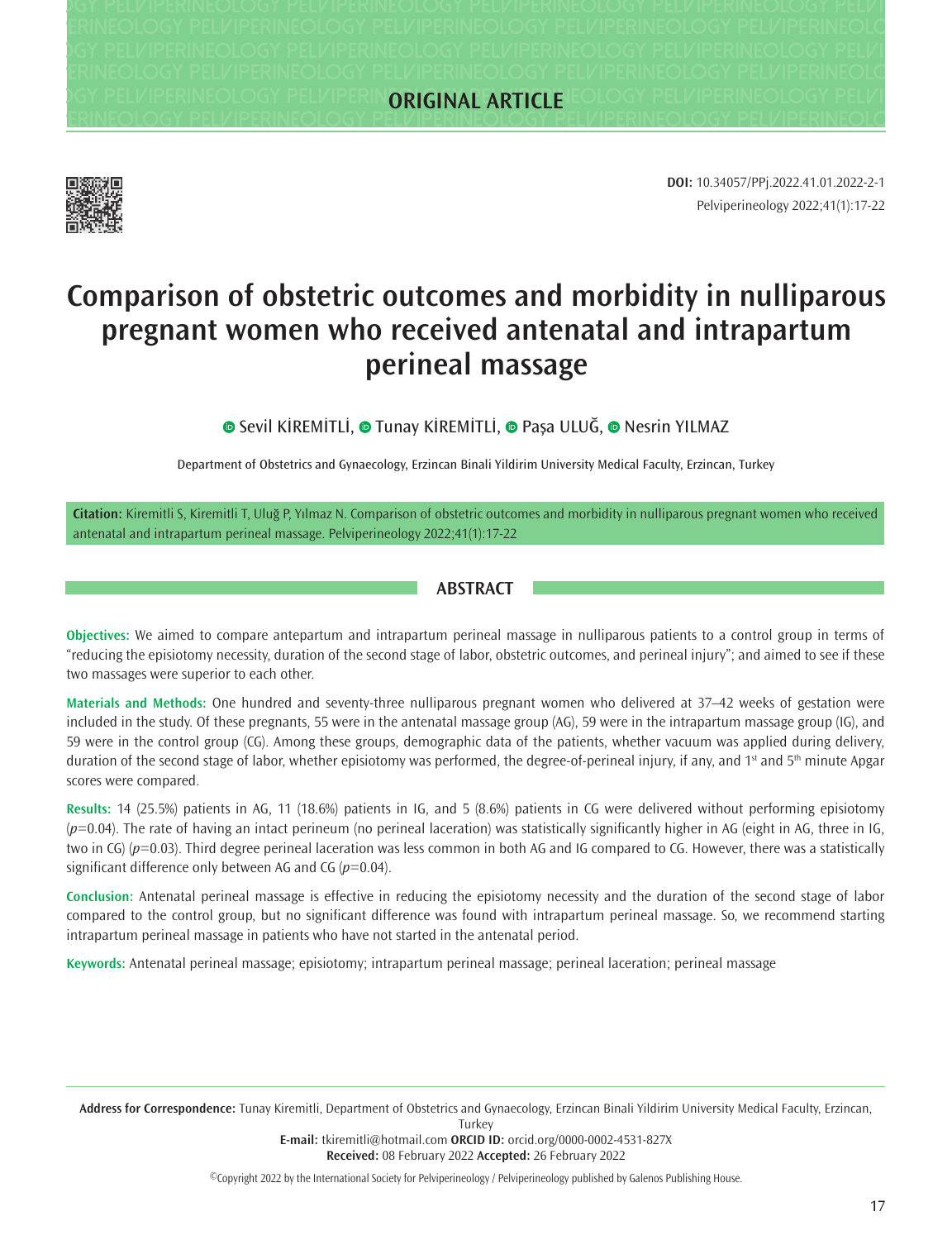**ORIGINAL ARTICLE**

**DOI:** 10.34057/PPj.2022.41.01.2022-2-1

# Comparison of obstetric outcomes and morbidity in nulliparous pregnant women who received antenatal and intrapartum perineal massage

Sevil KİREMİTLİ, Tunay KİREMİTLİ, Paşa ULUĞ, Nesrin YILMAZ

Department of Obstetrics and Gynaecology, Erzincan Binali Yildirim University Medical Faculty, Erzincan, Turkey

**Citation:** Kiremitli S, Kiremitli T, Uluğ P, Yılmaz N. Comparison of obstetric outcomes and morbidity in nulliparous pregnant women who received antenatal and intrapartum perineal massage. Pelviperineology 2022;41(1):17-22

## ABSTRACT

**Objectives:** We aimed to compare antepartum and intrapartum perineal massage in nulliparous patients to a control group in terms of "reducing the episiotomy necessity, duration of the second stage of labor, obstetric outcomes, and perineal injury"; and aimed to see if these two massages were superior to each other.

**Materials and Methods:** One hundred and seventy-three nulliparous pregnant women who delivered at 37–42 weeks of gestation were included in the study. Of these pregnants, 55 were in the antenatal massage group (AG), 59 were in the intrapartum massage group (IG), and 59 were in the control group (CG). Among these groups, demographic data of the patients, whether vacuum was applied during delivery, duration of the second stage of labor, whether episiotomy was performed, the degree-of-perineal injury, if any, and 1st and 5th minute Apgar scores were compared.

**Results:** 14 (25.5%) patients in AG, 11 (18.6%) patients in IG, and 5 (8.6%) patients in CG were delivered without performing episiotomy ($p$=0.04). The rate of having an intact perineum (no perineal laceration) was statistically significantly higher in AG (eight in AG, three in IG, two in CG) ($p$=0.03). Third degree perineal laceration was less common in both AG and IG compared to CG. However, there was a statistically significant difference only between AG and CG ($p$=0.04).

**Conclusion:** Antenatal perineal massage is effective in reducing the episiotomy necessity and the duration of the second stage of labor compared to the control group, but no significant difference was found with intrapartum perineal massage. So, we recommend starting intrapartum perineal massage in patients who have not started in the antenatal period.

**Keywords:** Antenatal perineal massage; episiotomy; intrapartum perineal massage; perineal laceration; perineal massage

**Address for Correspondence:** Tunay Kiremitli, Department of Obstetrics and Gynaecology, Erzincan Binali Yildirim University Medical Faculty, Erzincan, Turkey
**E-mail:** tkiremitli@hotmail.com **ORCID ID:** orcid.org/0000-0002-4531-827X
**Received:** 08 February 2022 **Accepted:** 26 February 2022

©Copyright 2022 by the International Society for Pelviperineology / Pelviperineology published by Galenos Publishing House.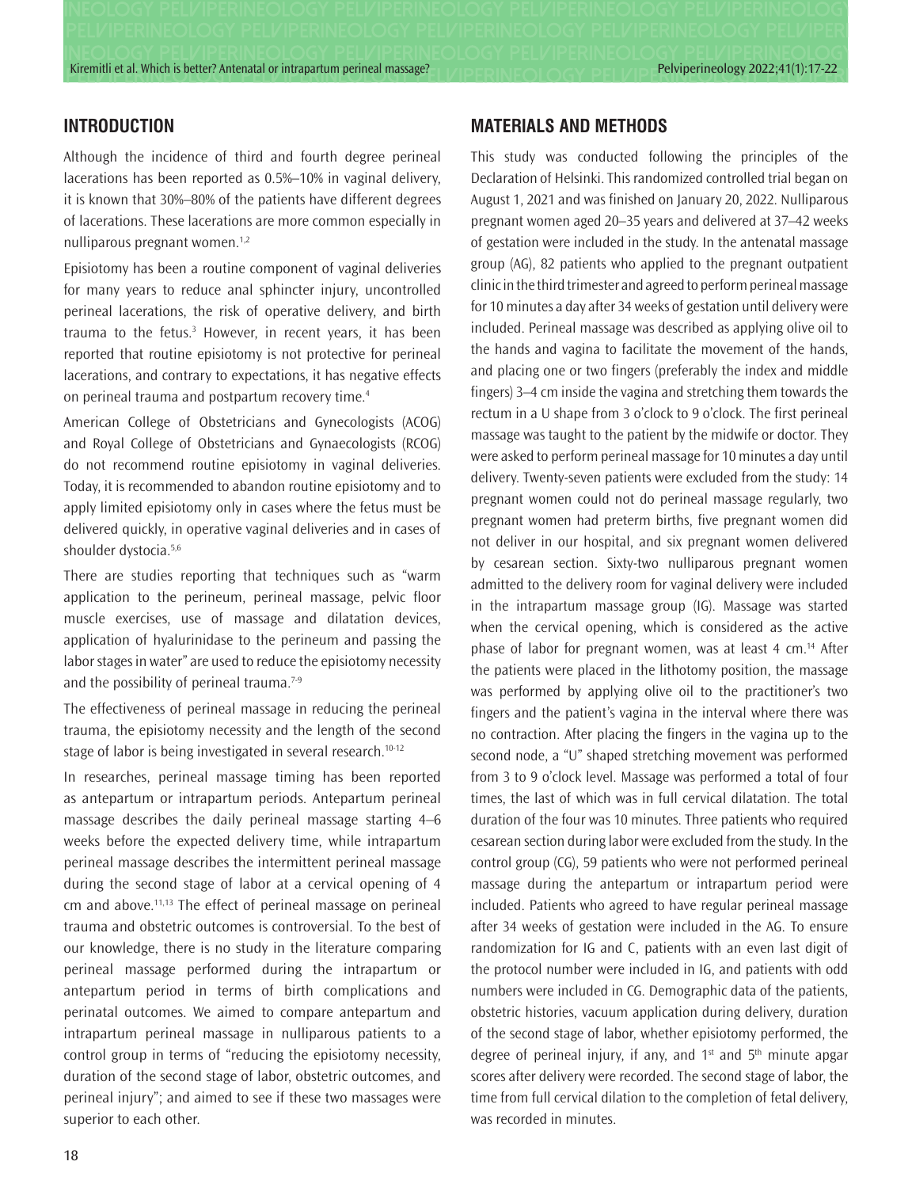## INTRODUCTION

Although the incidence of third and fourth degree perineal lacerations has been reported as 0.5%–10% in vaginal delivery, it is known that 30%–80% of the patients have different degrees of lacerations. These lacerations are more common especially in nulliparous pregnant women.[1,2]

Episiotomy has been a routine component of vaginal deliveries for many years to reduce anal sphincter injury, uncontrolled perineal lacerations, the risk of operative delivery, and birth trauma to the fetus.[3] However, in recent years, it has been reported that routine episiotomy is not protective for perineal lacerations, and contrary to expectations, it has negative effects on perineal trauma and postpartum recovery time.[4]

American College of Obstetricians and Gynecologists (ACOG) and Royal College of Obstetricians and Gynaecologists (RCOG) do not recommend routine episiotomy in vaginal deliveries. Today, it is recommended to abandon routine episiotomy and to apply limited episiotomy only in cases where the fetus must be delivered quickly, in operative vaginal deliveries and in cases of shoulder dystocia.[5,6]

There are studies reporting that techniques such as "warm application to the perineum, perineal massage, pelvic floor muscle exercises, use of massage and dilatation devices, application of hyalurinidase to the perineum and passing the labor stages in water" are used to reduce the episiotomy necessity and the possibility of perineal trauma.[7-9]

The effectiveness of perineal massage in reducing the perineal trauma, the episiotomy necessity and the length of the second stage of labor is being investigated in several research.[10-12]

In researches, perineal massage timing has been reported as antepartum or intrapartum periods. Antepartum perineal massage describes the daily perineal massage starting 4–6 weeks before the expected delivery time, while intrapartum perineal massage describes the intermittent perineal massage during the second stage of labor at a cervical opening of 4 cm and above.[11,13] The effect of perineal massage on perineal trauma and obstetric outcomes is controversial. To the best of our knowledge, there is no study in the literature comparing perineal massage performed during the intrapartum or antepartum period in terms of birth complications and perinatal outcomes. We aimed to compare antepartum and intrapartum perineal massage in nulliparous patients to a control group in terms of "reducing the episiotomy necessity, duration of the second stage of labor, obstetric outcomes, and perineal injury"; and aimed to see if these two massages were superior to each other.

## MATERIALS AND METHODS

This study was conducted following the principles of the Declaration of Helsinki. This randomized controlled trial began on August 1, 2021 and was finished on January 20, 2022. Nulliparous pregnant women aged 20–35 years and delivered at 37–42 weeks of gestation were included in the study. In the antenatal massage group (AG), 82 patients who applied to the pregnant outpatient clinic in the third trimester and agreed to perform perineal massage for 10 minutes a day after 34 weeks of gestation until delivery were included. Perineal massage was described as applying olive oil to the hands and vagina to facilitate the movement of the hands, and placing one or two fingers (preferably the index and middle fingers) 3–4 cm inside the vagina and stretching them towards the rectum in a U shape from 3 o'clock to 9 o'clock. The first perineal massage was taught to the patient by the midwife or doctor. They were asked to perform perineal massage for 10 minutes a day until delivery. Twenty-seven patients were excluded from the study: 14 pregnant women could not do perineal massage regularly, two pregnant women had preterm births, five pregnant women did not deliver in our hospital, and six pregnant women delivered by cesarean section. Sixty-two nulliparous pregnant women admitted to the delivery room for vaginal delivery were included in the intrapartum massage group (IG). Massage was started when the cervical opening, which is considered as the active phase of labor for pregnant women, was at least 4 cm.[14] After the patients were placed in the lithotomy position, the massage was performed by applying olive oil to the practitioner's two fingers and the patient's vagina in the interval where there was no contraction. After placing the fingers in the vagina up to the second node, a "U" shaped stretching movement was performed from 3 to 9 o'clock level. Massage was performed a total of four times, the last of which was in full cervical dilatation. The total duration of the four was 10 minutes. Three patients who required cesarean section during labor were excluded from the study. In the control group (CG), 59 patients who were not performed perineal massage during the antepartum or intrapartum period were included. Patients who agreed to have regular perineal massage after 34 weeks of gestation were included in the AG. To ensure randomization for IG and C, patients with an even last digit of the protocol number were included in IG, and patients with odd numbers were included in CG. Demographic data of the patients, obstetric histories, vacuum application during delivery, duration of the second stage of labor, whether episiotomy performed, the degree of perineal injury, if any, and 1st and 5th minute apgar scores after delivery were recorded. The second stage of labor, the time from full cervical dilation to the completion of fetal delivery, was recorded in minutes.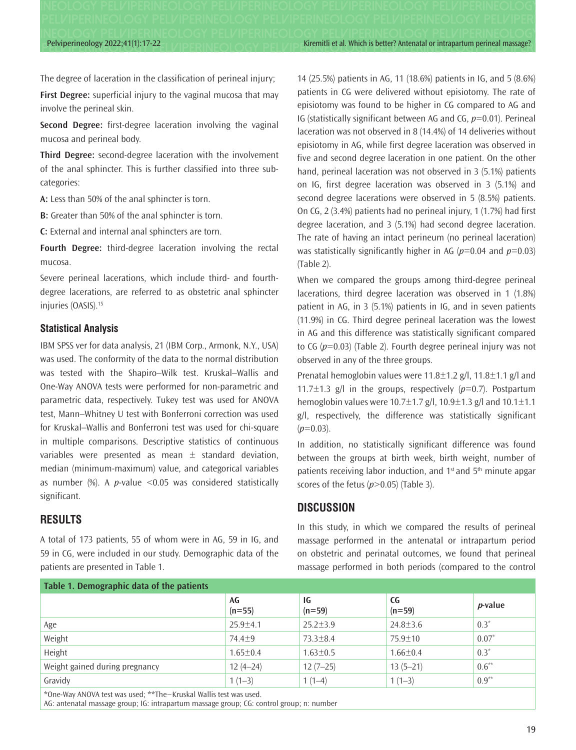The degree of laceration in the classification of perineal injury;

**First Degree:** superficial injury to the vaginal mucosa that may involve the perineal skin.

**Second Degree:** first-degree laceration involving the vaginal mucosa and perineal body.

**Third Degree:** second-degree laceration with the involvement of the anal sphincter. This is further classified into three sub-categories:

**A:** Less than 50% of the anal sphincter is torn.

**B:** Greater than 50% of the anal sphincter is torn.

**C:** External and internal anal sphincters are torn.

**Fourth Degree:** third-degree laceration involving the rectal mucosa.

Severe perineal lacerations, which include third- and fourth-degree lacerations, are referred to as obstetric anal sphincter injuries (OASIS).[15]

### Statistical Analysis

IBM SPSS ver for data analysis, 21 (IBM Corp., Armonk, N.Y., USA) was used. The conformity of the data to the normal distribution was tested with the Shapiro–Wilk test. Kruskal–Wallis and One-Way ANOVA tests were performed for non-parametric and parametric data, respectively. Tukey test was used for ANOVA test, Mann–Whitney U test with Bonferroni correction was used for Kruskal–Wallis and Bonferroni test was used for chi-square in multiple comparisons. Descriptive statistics of continuous variables were presented as mean ± standard deviation, median (minimum-maximum) value, and categorical variables as number (%). A *p*-value <0.05 was considered statistically significant.

## RESULTS

A total of 173 patients, 55 of whom were in AG, 59 in IG, and 59 in CG, were included in our study. Demographic data of the patients are presented in Table 1.

14 (25.5%) patients in AG, 11 (18.6%) patients in IG, and 5 (8.6%) patients in CG were delivered without episiotomy. The rate of episiotomy was found to be higher in CG compared to AG and IG (statistically significant between AG and CG, *p*=0.01). Perineal laceration was not observed in 8 (14.4%) of 14 deliveries without episiotomy in AG, while first degree laceration was observed in five and second degree laceration in one patient. On the other hand, perineal laceration was not observed in 3 (5.1%) patients on IG, first degree laceration was observed in 3 (5.1%) and second degree lacerations were observed in 5 (8.5%) patients. On CG, 2 (3.4%) patients had no perineal injury, 1 (1.7%) had first degree laceration, and 3 (5.1%) had second degree laceration. The rate of having an intact perineum (no perineal laceration) was statistically significantly higher in AG (*p*=0.04 and *p*=0.03) (Table 2).

When we compared the groups among third-degree perineal lacerations, third degree laceration was observed in 1 (1.8%) patient in AG, in 3 (5.1%) patients in IG, and in seven patients (11.9%) in CG. Third degree perineal laceration was the lowest in AG and this difference was statistically significant compared to CG (*p*=0.03) (Table 2). Fourth degree perineal injury was not observed in any of the three groups.

Prenatal hemoglobin values were 11.8±1.2 g/l, 11.8±1.1 g/l and 11.7±1.3 g/l in the groups, respectively (*p*=0.7). Postpartum hemoglobin values were 10.7±1.7 g/l, 10.9±1.3 g/l and 10.1±1.1 g/l, respectively, the difference was statistically significant (*p*=0.03).

In addition, no statistically significant difference was found between the groups at birth week, birth weight, number of patients receiving labor induction, and 1st and 5th minute apgar scores of the fetus (*p*>0.05) (Table 3).

## DISCUSSION

In this study, in which we compared the results of perineal massage performed in the antenatal or intrapartum period on obstetric and perinatal outcomes, we found that perineal massage performed in both periods (compared to the control

**Table 1. Demographic data of the patients**

| | AG (n=55) | IG (n=59) | CG (n=59) | *p*-value |
|---|---|---|---|---|
| Age | 25.9±4.1 | 25.2±3.9 | 24.8±3.6 | 0.3* |
| Weight | 74.4±9 | 73.3±8.4 | 75.9±10 | 0.07* |
| Height | 1.65±0.4 | 1.63±0.5 | 1.66±0.4 | 0.3* |
| Weight gained during pregnancy | 12 (4–24) | 12 (7–25) | 13 (5–21) | 0.6** |
| Gravidy | 1 (1–3) | 1 (1–4) | 1 (1–3) | 0.9** |

*One-Way ANOVA test was used; **The–Kruskal Wallis test was used.
AG: antenatal massage group; IG: intrapartum massage group; CG: control group; n: number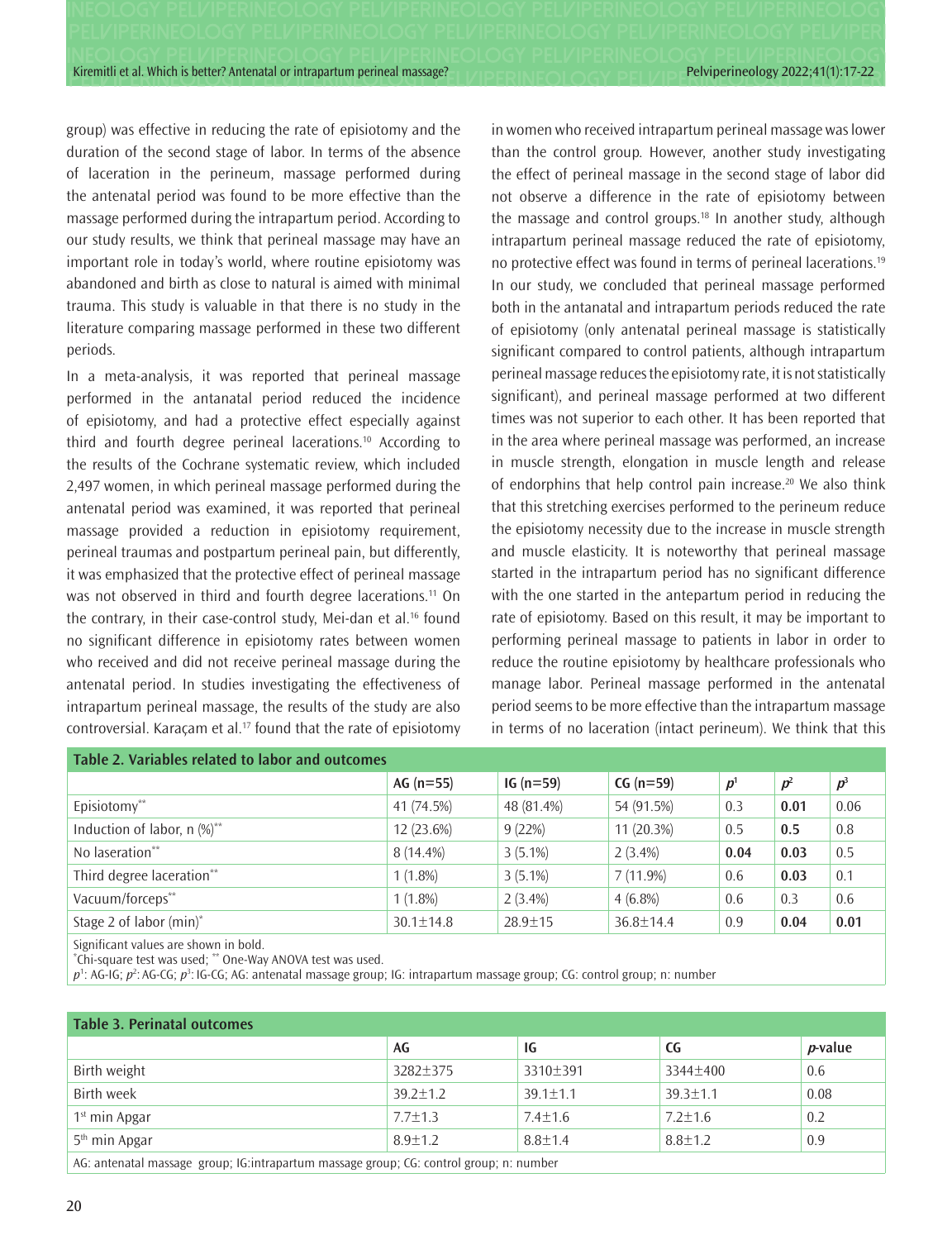group) was effective in reducing the rate of episiotomy and the duration of the second stage of labor. In terms of the absence of laceration in the perineum, massage performed during the antenatal period was found to be more effective than the massage performed during the intrapartum period. According to our study results, we think that perineal massage may have an important role in today's world, where routine episiotomy was abandoned and birth as close to natural is aimed with minimal trauma. This study is valuable in that there is no study in the literature comparing massage performed in these two different periods.

In a meta-analysis, it was reported that perineal massage performed in the antanatal period reduced the incidence of episiotomy, and had a protective effect especially against third and fourth degree perineal lacerations.[10] According to the results of the Cochrane systematic review, which included 2,497 women, in which perineal massage performed during the antenatal period was examined, it was reported that perineal massage provided a reduction in episiotomy requirement, perineal traumas and postpartum perineal pain, but differently, it was emphasized that the protective effect of perineal massage was not observed in third and fourth degree lacerations.[11] On the contrary, in their case-control study, Mei-dan et al.[16] found no significant difference in episiotomy rates between women who received and did not receive perineal massage during the antenatal period. In studies investigating the effectiveness of intrapartum perineal massage, the results of the study are also controversial. Karaçam et al.[17] found that the rate of episiotomy in women who received intrapartum perineal massage was lower than the control group. However, another study investigating the effect of perineal massage in the second stage of labor did not observe a difference in the rate of episiotomy between the massage and control groups.[18] In another study, although intrapartum perineal massage reduced the rate of episiotomy, no protective effect was found in terms of perineal lacerations.[19] In our study, we concluded that perineal massage performed both in the antanatal and intrapartum periods reduced the rate of episiotomy (only antenatal perineal massage is statistically significant compared to control patients, although intrapartum perineal massage reduces the episiotomy rate, it is not statistically significant), and perineal massage performed at two different times was not superior to each other. It has been reported that in the area where perineal massage was performed, an increase in muscle strength, elongation in muscle length and release of endorphins that help control pain increase.[20] We also think that this stretching exercises performed to the perineum reduce the episiotomy necessity due to the increase in muscle strength and muscle elasticity. It is noteworthy that perineal massage started in the intrapartum period has no significant difference with the one started in the antepartum period in reducing the rate of episiotomy. Based on this result, it may be important to performing perineal massage to patients in labor in order to reduce the routine episiotomy by healthcare professionals who manage labor. Perineal massage performed in the antenatal period seems to be more effective than the intrapartum massage in terms of no laceration (intact perineum). We think that this

**Table 2. Variables related to labor and outcomes**

| | AG (n=55) | IG (n=59) | CG (n=59) | $p^1$ | $p^2$ | $p^3$ |
|---|---|---|---|---|---|---|
| Episiotomy** | 41 (74.5%) | 48 (81.4%) | 54 (91.5%) | 0.3 | **0.01** | 0.06 |
| Induction of labor, n (%)** | 12 (23.6%) | 9 (22%) | 11 (20.3%) | 0.5 | **0.5** | 0.8 |
| No laseration** | 8 (14.4%) | 3 (5.1%) | 2 (3.4%) | **0.04** | **0.03** | 0.5 |
| Third degree laceration** | 1 (1.8%) | 3 (5.1%) | 7 (11.9%) | 0.6 | **0.03** | 0.1 |
| Vacuum/forceps** | 1 (1.8%) | 2 (3.4%) | 4 (6.8%) | 0.6 | 0.3 | 0.6 |
| Stage 2 of labor (min)* | 30.1±14.8 | 28.9±15 | 36.8±14.4 | 0.9 | **0.04** | **0.01** |

Significant values are shown in bold.
*Chi-square test was used; ** One-Way ANOVA test was used.
$p^1$: AG-IG; $p^2$: AG-CG; $p^3$: IG-CG; AG: antenatal massage group; IG: intrapartum massage group; CG: control group; n: number

**Table 3. Perinatal outcomes**

| | AG | IG | CG | *p*-value |
|---|---|---|---|---|
| Birth weight | 3282±375 | 3310±391 | 3344±400 | 0.6 |
| Birth week | 39.2±1.2 | 39.1±1.1 | 39.3±1.1 | 0.08 |
| 1st min Apgar | 7.7±1.3 | 7.4±1.6 | 7.2±1.6 | 0.2 |
| 5th min Apgar | 8.9±1.2 | 8.8±1.4 | 8.8±1.2 | 0.9 |

AG: antenatal massage group; IG:intrapartum massage group; CG: control group; n: number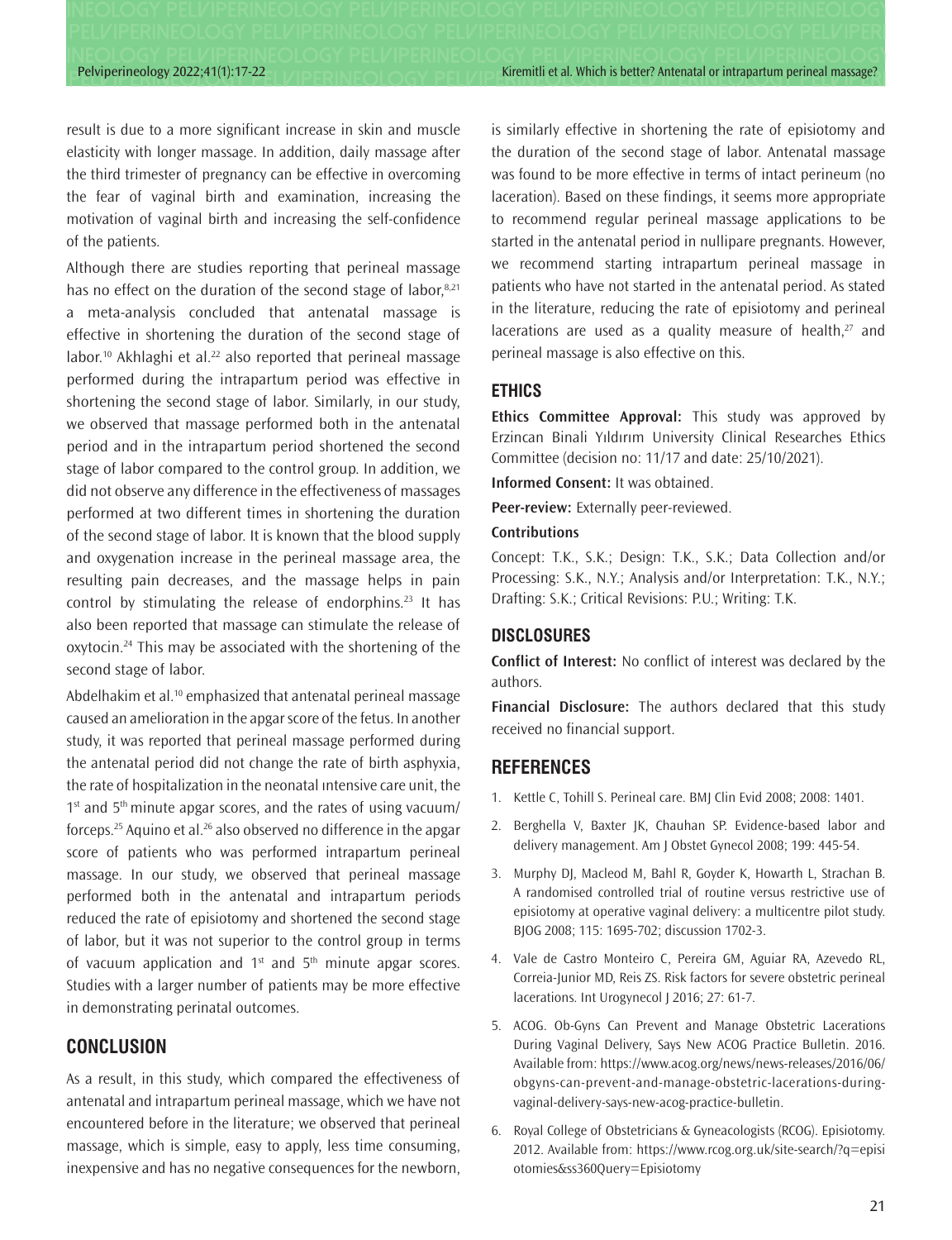result is due to a more significant increase in skin and muscle elasticity with longer massage. In addition, daily massage after the third trimester of pregnancy can be effective in overcoming the fear of vaginal birth and examination, increasing the motivation of vaginal birth and increasing the self-confidence of the patients.

Although there are studies reporting that perineal massage has no effect on the duration of the second stage of labor,[8,21] a meta-analysis concluded that antenatal massage is effective in shortening the duration of the second stage of labor.[10] Akhlaghi et al.[22] also reported that perineal massage performed during the intrapartum period was effective in shortening the second stage of labor. Similarly, in our study, we observed that massage performed both in the antenatal period and in the intrapartum period shortened the second stage of labor compared to the control group. In addition, we did not observe any difference in the effectiveness of massages performed at two different times in shortening the duration of the second stage of labor. It is known that the blood supply and oxygenation increase in the perineal massage area, the resulting pain decreases, and the massage helps in pain control by stimulating the release of endorphins.[23] It has also been reported that massage can stimulate the release of oxytocin.[24] This may be associated with the shortening of the second stage of labor.

Abdelhakim et al.[10] emphasized that antenatal perineal massage caused an amelioration in the apgar score of the fetus. In another study, it was reported that perineal massage performed during the antenatal period did not change the rate of birth asphyxia, the rate of hospitalization in the neonatal ıntensive care unit, the 1st and 5th minute apgar scores, and the rates of using vacuum/forceps.[25] Aquino et al.[26] also observed no difference in the apgar score of patients who was performed intrapartum perineal massage. In our study, we observed that perineal massage performed both in the antenatal and intrapartum periods reduced the rate of episiotomy and shortened the second stage of labor, but it was not superior to the control group in terms of vacuum application and 1st and 5th minute apgar scores. Studies with a larger number of patients may be more effective in demonstrating perinatal outcomes.

## CONCLUSION

As a result, in this study, which compared the effectiveness of antenatal and intrapartum perineal massage, which we have not encountered before in the literature; we observed that perineal massage, which is simple, easy to apply, less time consuming, inexpensive and has no negative consequences for the newborn, is similarly effective in shortening the rate of episiotomy and the duration of the second stage of labor. Antenatal massage was found to be more effective in terms of intact perineum (no laceration). Based on these findings, it seems more appropriate to recommend regular perineal massage applications to be started in the antenatal period in nullipare pregnants. However, we recommend starting intrapartum perineal massage in patients who have not started in the antenatal period. As stated in the literature, reducing the rate of episiotomy and perineal lacerations are used as a quality measure of health,[27] and perineal massage is also effective on this.

## ETHICS

**Ethics Committee Approval:** This study was approved by Erzincan Binali Yıldırım University Clinical Researches Ethics Committee (decision no: 11/17 and date: 25/10/2021).

**Informed Consent:** It was obtained.

**Peer-review:** Externally peer-reviewed.

**Contributions**

Concept: T.K., S.K.; Design: T.K., S.K.; Data Collection and/or Processing: S.K., N.Y.; Analysis and/or Interpretation: T.K., N.Y.; Drafting: S.K.; Critical Revisions: P.U.; Writing: T.K.

## DISCLOSURES

**Conflict of Interest:** No conflict of interest was declared by the authors.

**Financial Disclosure:** The authors declared that this study received no financial support.

## REFERENCES

1. Kettle C, Tohill S. Perineal care. BMJ Clin Evid 2008; 2008: 1401.
2. Berghella V, Baxter JK, Chauhan SP. Evidence-based labor and delivery management. Am J Obstet Gynecol 2008; 199: 445-54.
3. Murphy DJ, Macleod M, Bahl R, Goyder K, Howarth L, Strachan B. A randomised controlled trial of routine versus restrictive use of episiotomy at operative vaginal delivery: a multicentre pilot study. BJOG 2008; 115: 1695-702; discussion 1702-3.
4. Vale de Castro Monteiro C, Pereira GM, Aguiar RA, Azevedo RL, Correia-Junior MD, Reis ZS. Risk factors for severe obstetric perineal lacerations. Int Urogynecol J 2016; 27: 61-7.
5. ACOG. Ob-Gyns Can Prevent and Manage Obstetric Lacerations During Vaginal Delivery, Says New ACOG Practice Bulletin. 2016. Available from: https://www.acog.org/news/news-releases/2016/06/obgyns-can-prevent-and-manage-obstetric-lacerations-during-vaginal-delivery-says-new-acog-practice-bulletin.
6. Royal College of Obstetricians & Gyneacologists (RCOG). Episiotomy. 2012. Available from: https://www.rcog.org.uk/site-search/?q=episiotomies&ss360Query=Episiotomy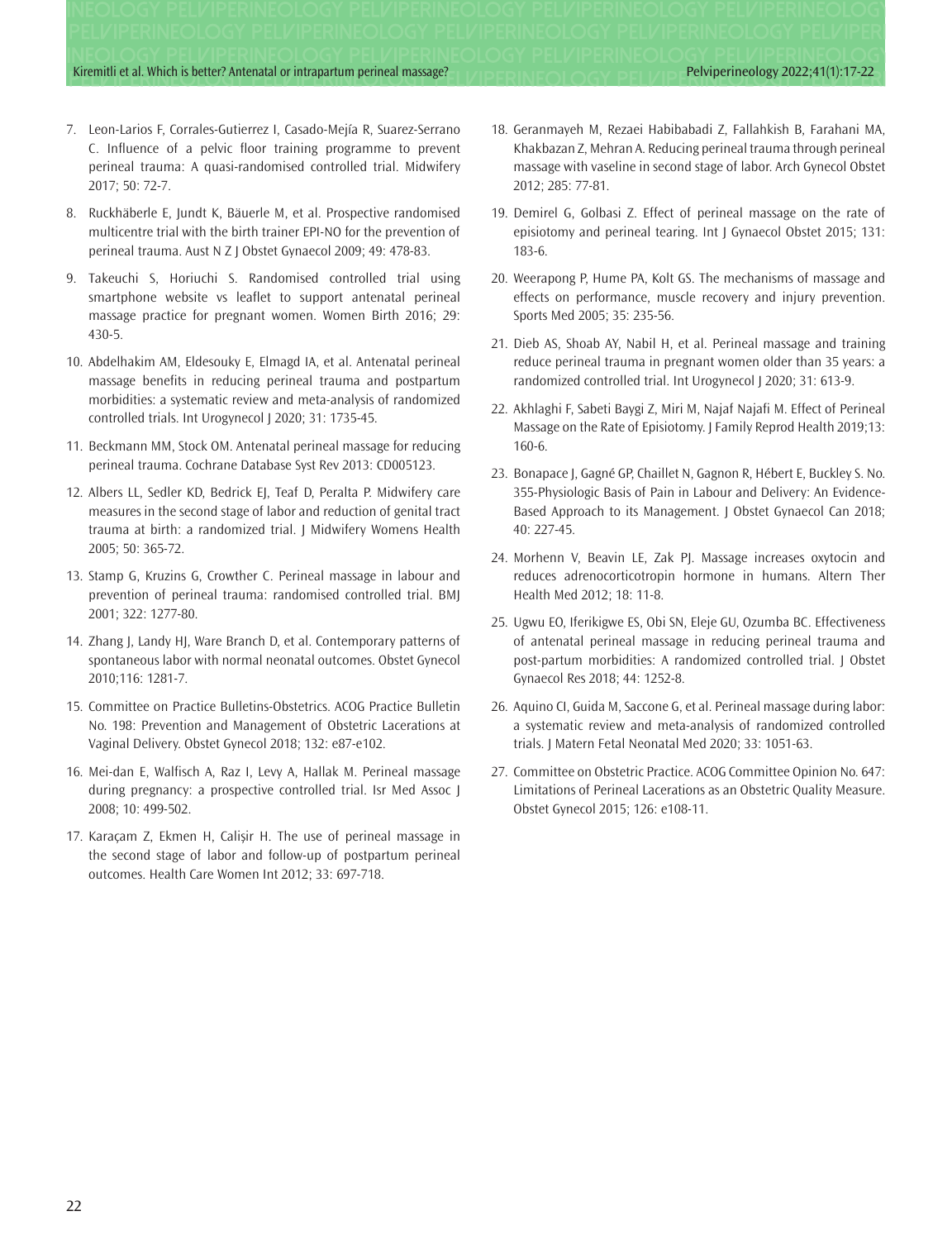7. Leon-Larios F, Corrales-Gutierrez I, Casado-Mejía R, Suarez-Serrano C. Influence of a pelvic floor training programme to prevent perineal trauma: A quasi-randomised controlled trial. Midwifery 2017; 50: 72-7.
8. Ruckhäberle E, Jundt K, Bäuerle M, et al. Prospective randomised multicentre trial with the birth trainer EPI-NO for the prevention of perineal trauma. Aust N Z J Obstet Gynaecol 2009; 49: 478-83.
9. Takeuchi S, Horiuchi S. Randomised controlled trial using smartphone website vs leaflet to support antenatal perineal massage practice for pregnant women. Women Birth 2016; 29: 430-5.
10. Abdelhakim AM, Eldesouky E, Elmagd IA, et al. Antenatal perineal massage benefits in reducing perineal trauma and postpartum morbidities: a systematic review and meta-analysis of randomized controlled trials. Int Urogynecol J 2020; 31: 1735-45.
11. Beckmann MM, Stock OM. Antenatal perineal massage for reducing perineal trauma. Cochrane Database Syst Rev 2013: CD005123.
12. Albers LL, Sedler KD, Bedrick EJ, Teaf D, Peralta P. Midwifery care measures in the second stage of labor and reduction of genital tract trauma at birth: a randomized trial. J Midwifery Womens Health 2005; 50: 365-72.
13. Stamp G, Kruzins G, Crowther C. Perineal massage in labour and prevention of perineal trauma: randomised controlled trial. BMJ 2001; 322: 1277-80.
14. Zhang J, Landy HJ, Ware Branch D, et al. Contemporary patterns of spontaneous labor with normal neonatal outcomes. Obstet Gynecol 2010;116: 1281-7.
15. Committee on Practice Bulletins-Obstetrics. ACOG Practice Bulletin No. 198: Prevention and Management of Obstetric Lacerations at Vaginal Delivery. Obstet Gynecol 2018; 132: e87-e102.
16. Mei-dan E, Walfisch A, Raz I, Levy A, Hallak M. Perineal massage during pregnancy: a prospective controlled trial. Isr Med Assoc J 2008; 10: 499-502.
17. Karaçam Z, Ekmen H, Calişir H. The use of perineal massage in the second stage of labor and follow-up of postpartum perineal outcomes. Health Care Women Int 2012; 33: 697-718.
18. Geranmayeh M, Rezaei Habibabadi Z, Fallahkish B, Farahani MA, Khakbazan Z, Mehran A. Reducing perineal trauma through perineal massage with vaseline in second stage of labor. Arch Gynecol Obstet 2012; 285: 77-81.
19. Demirel G, Golbasi Z. Effect of perineal massage on the rate of episiotomy and perineal tearing. Int J Gynaecol Obstet 2015; 131: 183-6.
20. Weerapong P, Hume PA, Kolt GS. The mechanisms of massage and effects on performance, muscle recovery and injury prevention. Sports Med 2005; 35: 235-56.
21. Dieb AS, Shoab AY, Nabil H, et al. Perineal massage and training reduce perineal trauma in pregnant women older than 35 years: a randomized controlled trial. Int Urogynecol J 2020; 31: 613-9.
22. Akhlaghi F, Sabeti Baygi Z, Miri M, Najaf Najafi M. Effect of Perineal Massage on the Rate of Episiotomy. J Family Reprod Health 2019;13: 160-6.
23. Bonapace J, Gagné GP, Chaillet N, Gagnon R, Hébert E, Buckley S. No. 355-Physiologic Basis of Pain in Labour and Delivery: An Evidence-Based Approach to its Management. J Obstet Gynaecol Can 2018; 40: 227-45.
24. Morhenn V, Beavin LE, Zak PJ. Massage increases oxytocin and reduces adrenocorticotropin hormone in humans. Altern Ther Health Med 2012; 18: 11-8.
25. Ugwu EO, Iferikigwe ES, Obi SN, Eleje GU, Ozumba BC. Effectiveness of antenatal perineal massage in reducing perineal trauma and post-partum morbidities: A randomized controlled trial. J Obstet Gynaecol Res 2018; 44: 1252-8.
26. Aquino CI, Guida M, Saccone G, et al. Perineal massage during labor: a systematic review and meta-analysis of randomized controlled trials. J Matern Fetal Neonatal Med 2020; 33: 1051-63.
27. Committee on Obstetric Practice. ACOG Committee Opinion No. 647: Limitations of Perineal Lacerations as an Obstetric Quality Measure. Obstet Gynecol 2015; 126: e108-11.